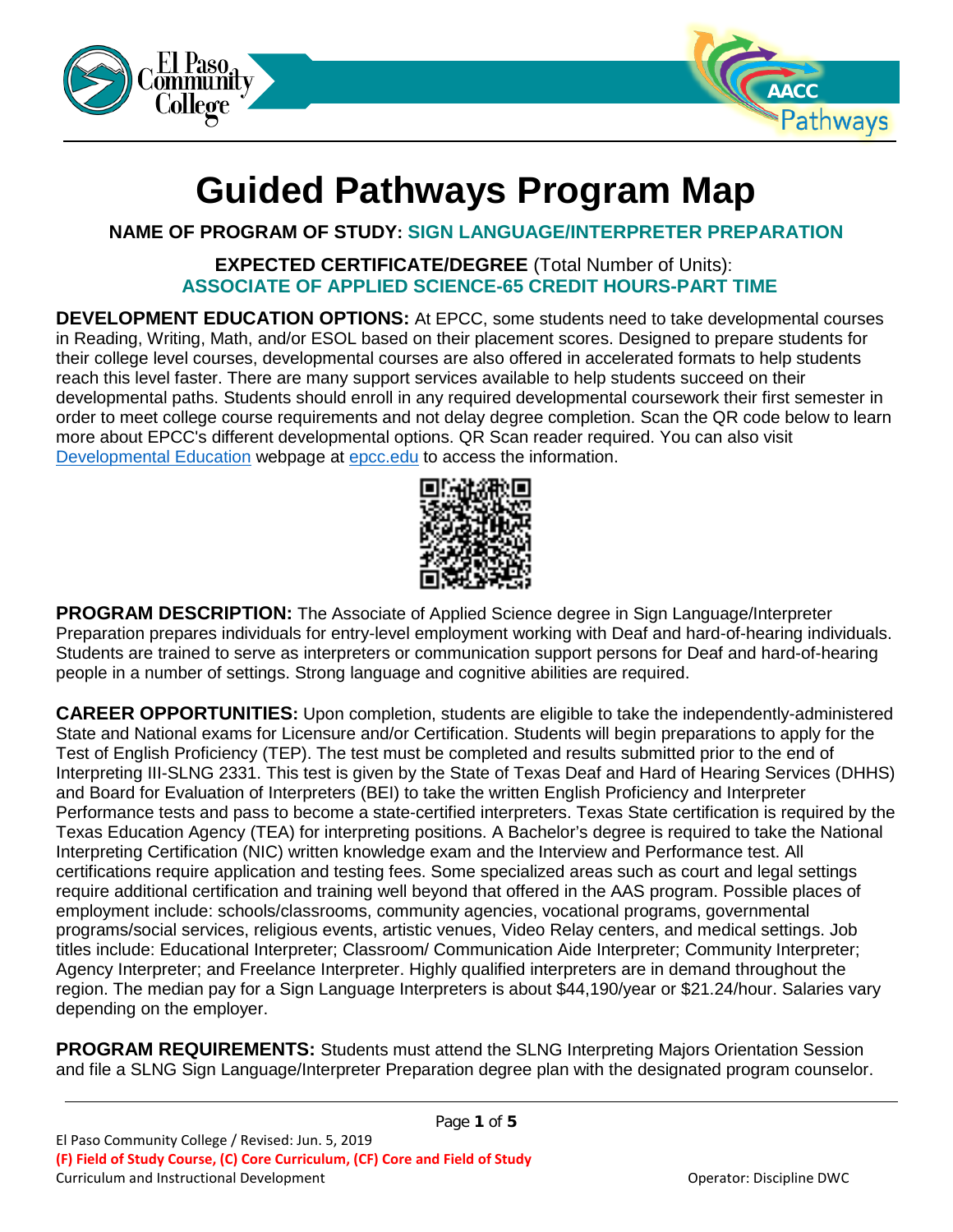# Guided Pathways Program Map

**NAME OF PROGRAM OF STUDY: SIGN LANGUAGE/INTERPRETER PREPARATION**

**EXPECTED CERTIFICATE/DEGREE** (Total Number of Units):
**ASSOCIATE OF APPLIED SCIENCE-65 CREDIT HOURS-PART TIME**

**DEVELOPMENT EDUCATION OPTIONS:** At EPCC, some students need to take developmental courses in Reading, Writing, Math, and/or ESOL based on their placement scores. Designed to prepare students for their college level courses, developmental courses are also offered in accelerated formats to help students reach this level faster. There are many support services available to help students succeed on their developmental paths. Students should enroll in any required developmental coursework their first semester in order to meet college course requirements and not delay degree completion. Scan the QR code below to learn more about EPCC's different developmental options. QR Scan reader required. You can also visit [Developmental Education](Developmental Education) webpage at [epcc.edu](epcc.edu) to access the information.

**PROGRAM DESCRIPTION:** The Associate of Applied Science degree in Sign Language/Interpreter Preparation prepares individuals for entry-level employment working with Deaf and hard-of-hearing individuals. Students are trained to serve as interpreters or communication support persons for Deaf and hard-of-hearing people in a number of settings. Strong language and cognitive abilities are required.

**CAREER OPPORTUNITIES:** Upon completion, students are eligible to take the independently-administered State and National exams for Licensure and/or Certification. Students will begin preparations to apply for the Test of English Proficiency (TEP). The test must be completed and results submitted prior to the end of Interpreting III-SLNG 2331. This test is given by the State of Texas Deaf and Hard of Hearing Services (DHHS) and Board for Evaluation of Interpreters (BEI) to take the written English Proficiency and Interpreter Performance tests and pass to become a state-certified interpreters. Texas State certification is required by the Texas Education Agency (TEA) for interpreting positions. A Bachelor's degree is required to take the National Interpreting Certification (NIC) written knowledge exam and the Interview and Performance test. All certifications require application and testing fees. Some specialized areas such as court and legal settings require additional certification and training well beyond that offered in the AAS program. Possible places of employment include: schools/classrooms, community agencies, vocational programs, governmental programs/social services, religious events, artistic venues, Video Relay centers, and medical settings. Job titles include: Educational Interpreter; Classroom/ Communication Aide Interpreter; Community Interpreter; Agency Interpreter; and Freelance Interpreter. Highly qualified interpreters are in demand throughout the region. The median pay for a Sign Language Interpreters is about $44,190/year or $21.24/hour. Salaries vary depending on the employer.

**PROGRAM REQUIREMENTS:** Students must attend the SLNG Interpreting Majors Orientation Session and file a SLNG Sign Language/Interpreter Preparation degree plan with the designated program counselor.

El Paso Community College / Revised: Jun. 5, 2019
**(F) Field of Study Course, (C) Core Curriculum, (CF) Core and Field of Study**
Curriculum and Instructional Development — Operator: Discipline DWC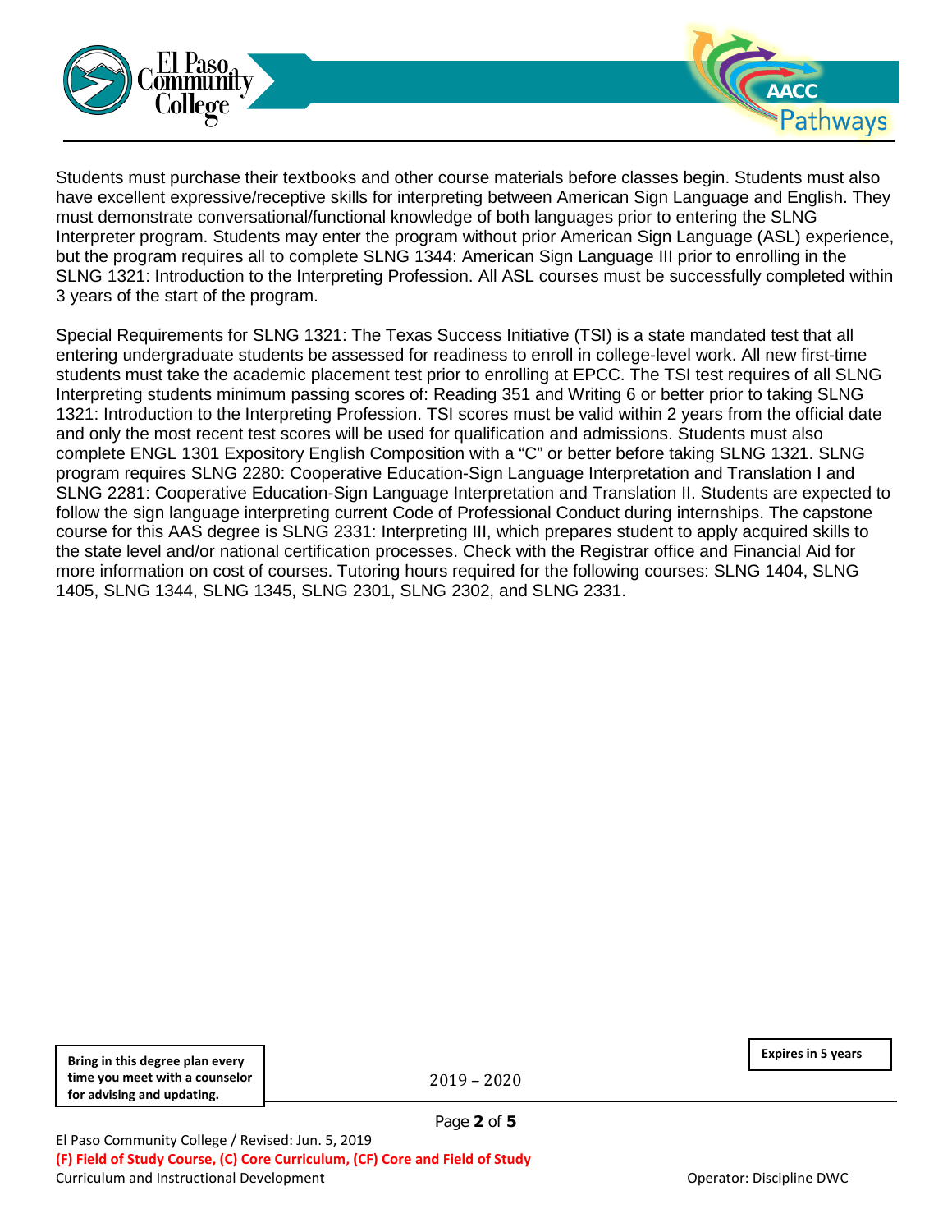Students must purchase their textbooks and other course materials before classes begin. Students must also have excellent expressive/receptive skills for interpreting between American Sign Language and English. They must demonstrate conversational/functional knowledge of both languages prior to entering the SLNG Interpreter program. Students may enter the program without prior American Sign Language (ASL) experience, but the program requires all to complete SLNG 1344: American Sign Language III prior to enrolling in the SLNG 1321: Introduction to the Interpreting Profession. All ASL courses must be successfully completed within 3 years of the start of the program.

Special Requirements for SLNG 1321: The Texas Success Initiative (TSI) is a state mandated test that all entering undergraduate students be assessed for readiness to enroll in college-level work. All new first-time students must take the academic placement test prior to enrolling at EPCC. The TSI test requires of all SLNG Interpreting students minimum passing scores of: Reading 351 and Writing 6 or better prior to taking SLNG 1321: Introduction to the Interpreting Profession. TSI scores must be valid within 2 years from the official date and only the most recent test scores will be used for qualification and admissions. Students must also complete ENGL 1301 Expository English Composition with a "C" or better before taking SLNG 1321. SLNG program requires SLNG 2280: Cooperative Education-Sign Language Interpretation and Translation I and SLNG 2281: Cooperative Education-Sign Language Interpretation and Translation II. Students are expected to follow the sign language interpreting current Code of Professional Conduct during internships. The capstone course for this AAS degree is SLNG 2331: Interpreting III, which prepares student to apply acquired skills to the state level and/or national certification processes. Check with the Registrar office and Financial Aid for more information on cost of courses. Tutoring hours required for the following courses: SLNG 1404, SLNG 1405, SLNG 1344, SLNG 1345, SLNG 2301, SLNG 2302, and SLNG 2331.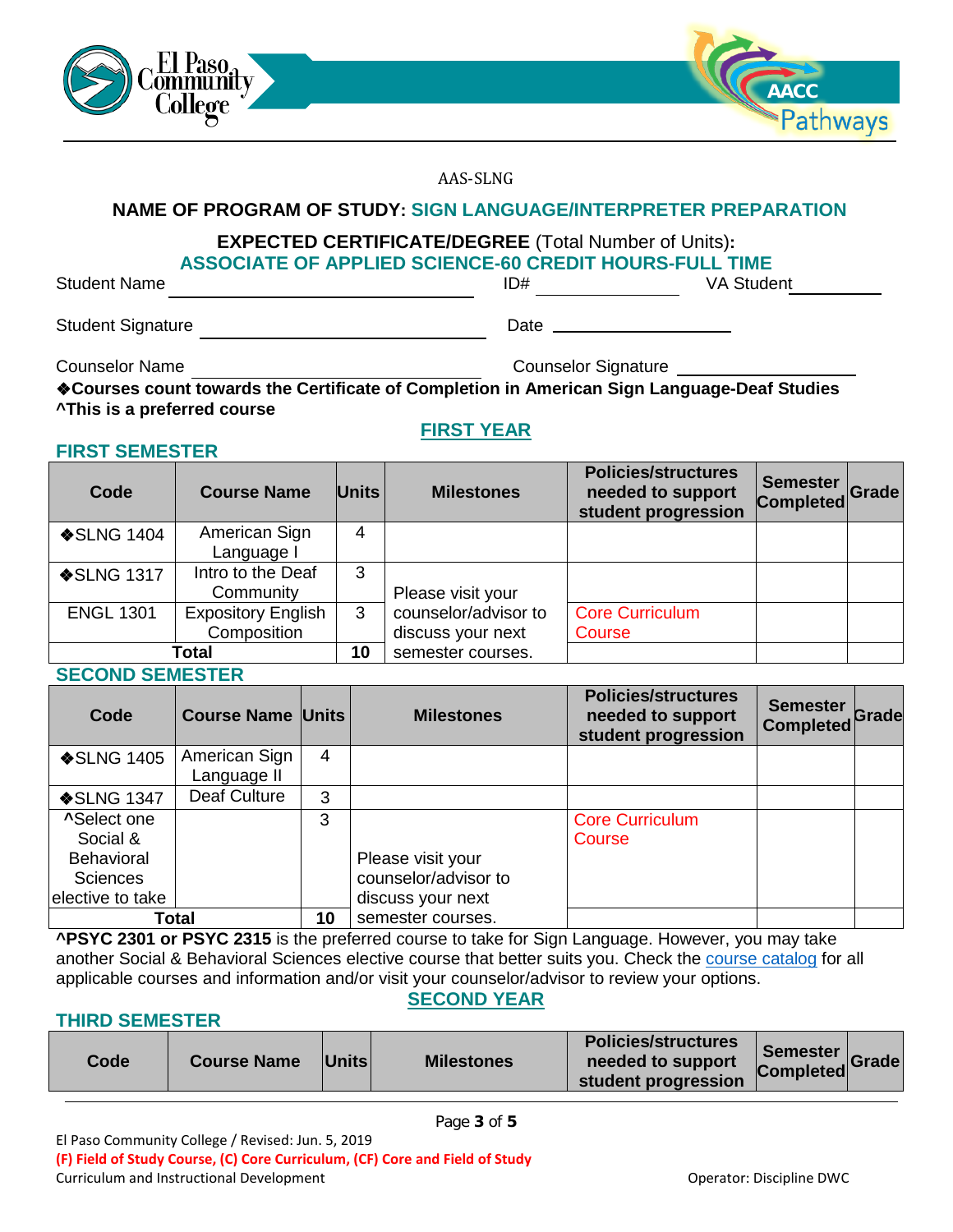AAS-SLNG

## NAME OF PROGRAM OF STUDY: SIGN LANGUAGE/INTERPRETER PREPARATION

**EXPECTED CERTIFICATE/DEGREE** (Total Number of Units)**:**
**ASSOCIATE OF APPLIED SCIENCE-60 CREDIT HOURS-FULL TIME**

Student Name ____________________ ID# ____________ VA Student ________

Student Signature ____________________ Date ____________

Counselor Name ____________________ Counselor Signature ____________

**❖Courses count towards the Certificate of Completion in American Sign Language-Deaf Studies**
**^This is a preferred course**

## FIRST YEAR

### FIRST SEMESTER

| Code | Course Name | Units | Milestones | Policies/structures needed to support student progression | Semester Completed | Grade |
|---|---|---|---|---|---|---|
| ❖SLNG 1404 | American Sign Language I | 4 | | | | |
| ❖SLNG 1317 | Intro to the Deaf Community | 3 | Please visit your counselor/advisor to discuss your next semester courses. | | | |
| ENGL 1301 | Expository English Composition | 3 | | Core Curriculum Course | | |
| **Total** | | **10** | | | | |

### SECOND SEMESTER

| Code | Course Name | Units | Milestones | Policies/structures needed to support student progression | Semester Completed | Grade |
|---|---|---|---|---|---|---|
| ❖SLNG 1405 | American Sign Language II | 4 | | | | |
| ❖SLNG 1347 | Deaf Culture | 3 | | | | |
| **^**Select one Social & Behavioral Sciences elective to take | | 3 | Please visit your counselor/advisor to discuss your next semester courses. | Core Curriculum Course | | |
| **Total** | | **10** | | | | |

**^PSYC 2301 or PSYC 2315** is the preferred course to take for Sign Language. However, you may take another Social & Behavioral Sciences elective course that better suits you. Check the course catalog for all applicable courses and information and/or visit your counselor/advisor to review your options.

## SECOND YEAR

### THIRD SEMESTER

| Code | Course Name | Units | Milestones | Policies/structures needed to support student progression | Semester Completed | Grade |
|---|---|---|---|---|---|---|

El Paso Community College / Revised: Jun. 5, 2019
(F) Field of Study Course, (C) Core Curriculum, (CF) Core and Field of Study
Curriculum and Instructional Development — Operator: Discipline DWC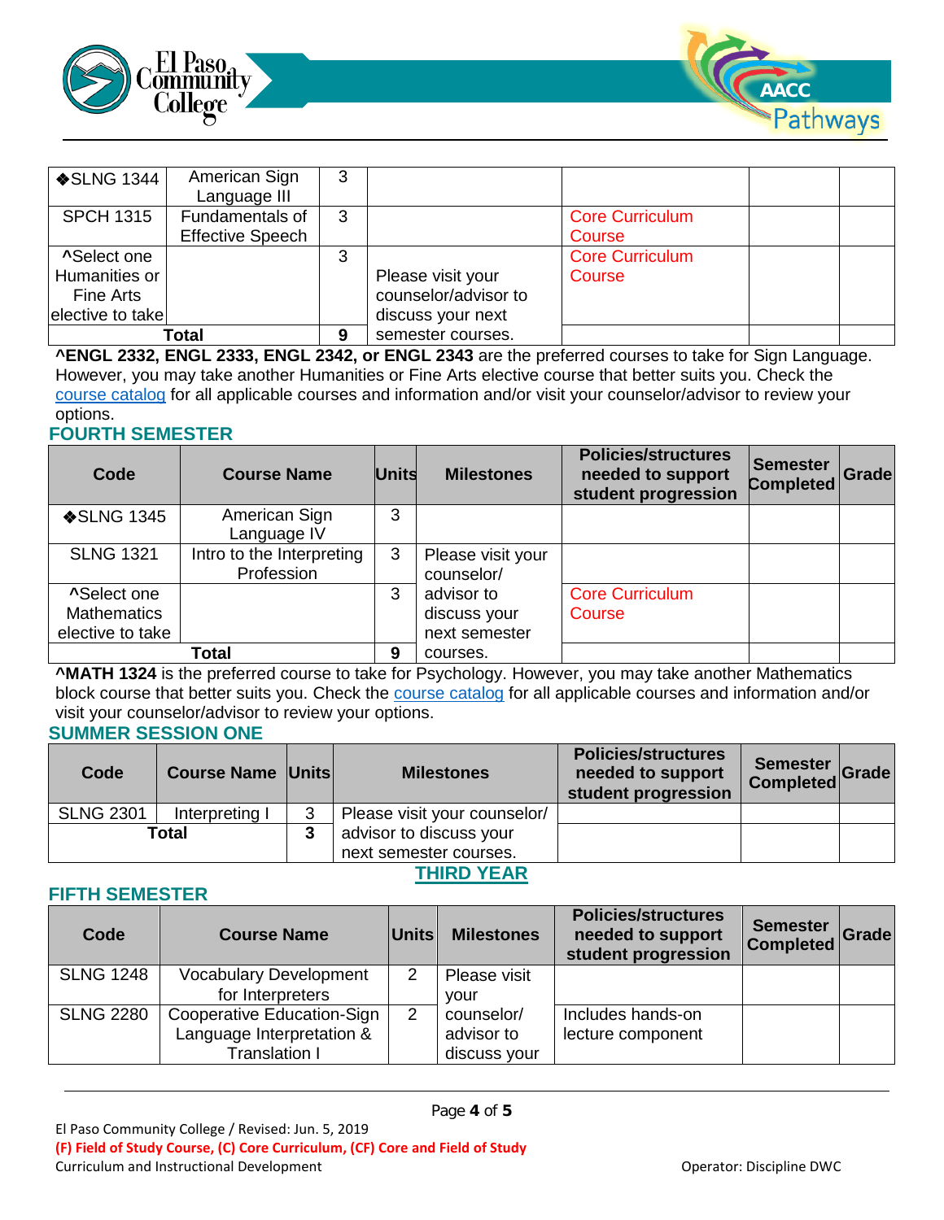| ❖SLNG 1344 | American Sign Language III | 3 | | | | |
|---|---|---|---|---|---|---|
| SPCH 1315 | Fundamentals of Effective Speech | 3 | | Core Curriculum Course | | |
| ^Select one Humanities or Fine Arts elective to take | | 3 | Please visit your counselor/advisor to discuss your next semester courses. | Core Curriculum Course | | |
| Total | | 9 | | | | |

**^ENGL 2332, ENGL 2333, ENGL 2342, or ENGL 2343** are the preferred courses to take for Sign Language. However, you may take another Humanities or Fine Arts elective course that better suits you. Check the course catalog for all applicable courses and information and/or visit your counselor/advisor to review your options.

## FOURTH SEMESTER

| Code | Course Name | Units | Milestones | Policies/structures needed to support student progression | Semester Completed | Grade |
|---|---|---|---|---|---|---|
| ❖SLNG 1345 | American Sign Language IV | 3 | | | | |
| SLNG 1321 | Intro to the Interpreting Profession | 3 | Please visit your counselor/ advisor to discuss your next semester courses. | | | |
| ^Select one Mathematics elective to take | | 3 | | Core Curriculum Course | | |
| Total | | 9 | | | | |

**^MATH 1324** is the preferred course to take for Psychology. However, you may take another Mathematics block course that better suits you. Check the course catalog for all applicable courses and information and/or visit your counselor/advisor to review your options.

## SUMMER SESSION ONE

| Code | Course Name | Units | Milestones | Policies/structures needed to support student progression | Semester Completed | Grade |
|---|---|---|---|---|---|---|
| SLNG 2301 | Interpreting I | 3 | Please visit your counselor/ advisor to discuss your next semester courses. | | | |
| Total | | 3 | | | | |

## THIRD YEAR

## FIFTH SEMESTER

| Code | Course Name | Units | Milestones | Policies/structures needed to support student progression | Semester Completed | Grade |
|---|---|---|---|---|---|---|
| SLNG 1248 | Vocabulary Development for Interpreters | 2 | Please visit your counselor/ advisor to discuss your | | | |
| SLNG 2280 | Cooperative Education-Sign Language Interpretation & Translation I | 2 | | Includes hands-on lecture component | | |

El Paso Community College / Revised: Jun. 5, 2019

(F) Field of Study Course, (C) Core Curriculum, (CF) Core and Field of Study

Curriculum and Instructional Development

Operator: Discipline DWC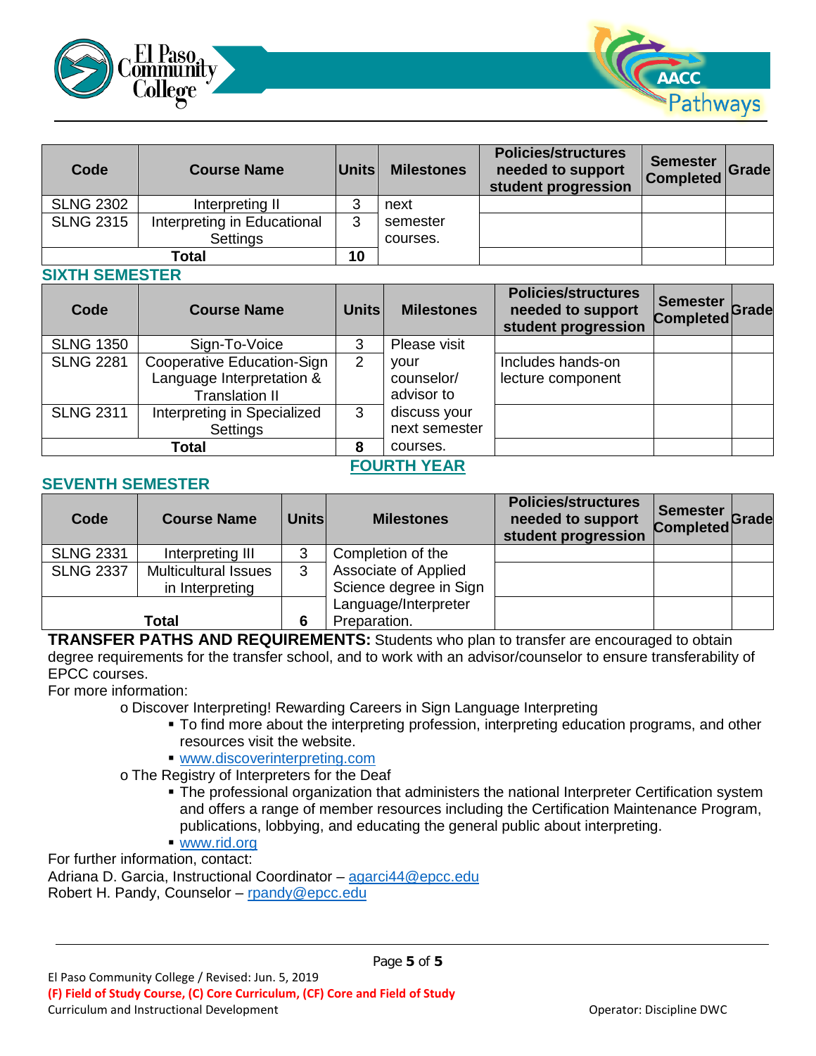| Code | Course Name | Units | Milestones | Policies/structures needed to support student progression | Semester Completed | Grade |
|---|---|---|---|---|---|---|
| SLNG 2302 | Interpreting II | 3 | next semester courses. | | | |
| SLNG 2315 | Interpreting in Educational Settings | 3 | | | | |
| Total | | 10 | | | | |

### SIXTH SEMESTER

| Code | Course Name | Units | Milestones | Policies/structures needed to support student progression | Semester Completed | Grade |
|---|---|---|---|---|---|---|
| SLNG 1350 | Sign-To-Voice | 3 | Please visit your counselor/ advisor to discuss your next semester courses. | | | |
| SLNG 2281 | Cooperative Education-Sign Language Interpretation & Translation II | 2 | | Includes hands-on lecture component | | |
| SLNG 2311 | Interpreting in Specialized Settings | 3 | | | | |
| Total | | 8 | | | | |

## FOURTH YEAR

### SEVENTH SEMESTER

| Code | Course Name | Units | Milestones | Policies/structures needed to support student progression | Semester Completed | Grade |
|---|---|---|---|---|---|---|
| SLNG 2331 | Interpreting III | 3 | Completion of the Associate of Applied Science degree in Sign Language/Interpreter Preparation. | | | |
| SLNG 2337 | Multicultural Issues in Interpreting | 3 | | | | |
| Total | | 6 | | | | |

**TRANSFER PATHS AND REQUIREMENTS:** Students who plan to transfer are encouraged to obtain degree requirements for the transfer school, and to work with an advisor/counselor to ensure transferability of EPCC courses.

For more information:

- Discover Interpreting! Rewarding Careers in Sign Language Interpreting
  - To find more about the interpreting profession, interpreting education programs, and other resources visit the website.
  - www.discoverinterpreting.com
- The Registry of Interpreters for the Deaf
  - The professional organization that administers the national Interpreter Certification system and offers a range of member resources including the Certification Maintenance Program, publications, lobbying, and educating the general public about interpreting.
  - www.rid.org

For further information, contact:

Adriana D. Garcia, Instructional Coordinator – agarci44@epcc.edu

Robert H. Pandy, Counselor – rpandy@epcc.edu

El Paso Community College / Revised: Jun. 5, 2019

**(F) Field of Study Course, (C) Core Curriculum, (CF) Core and Field of Study**

Curriculum and Instructional Development

Operator: Discipline DWC